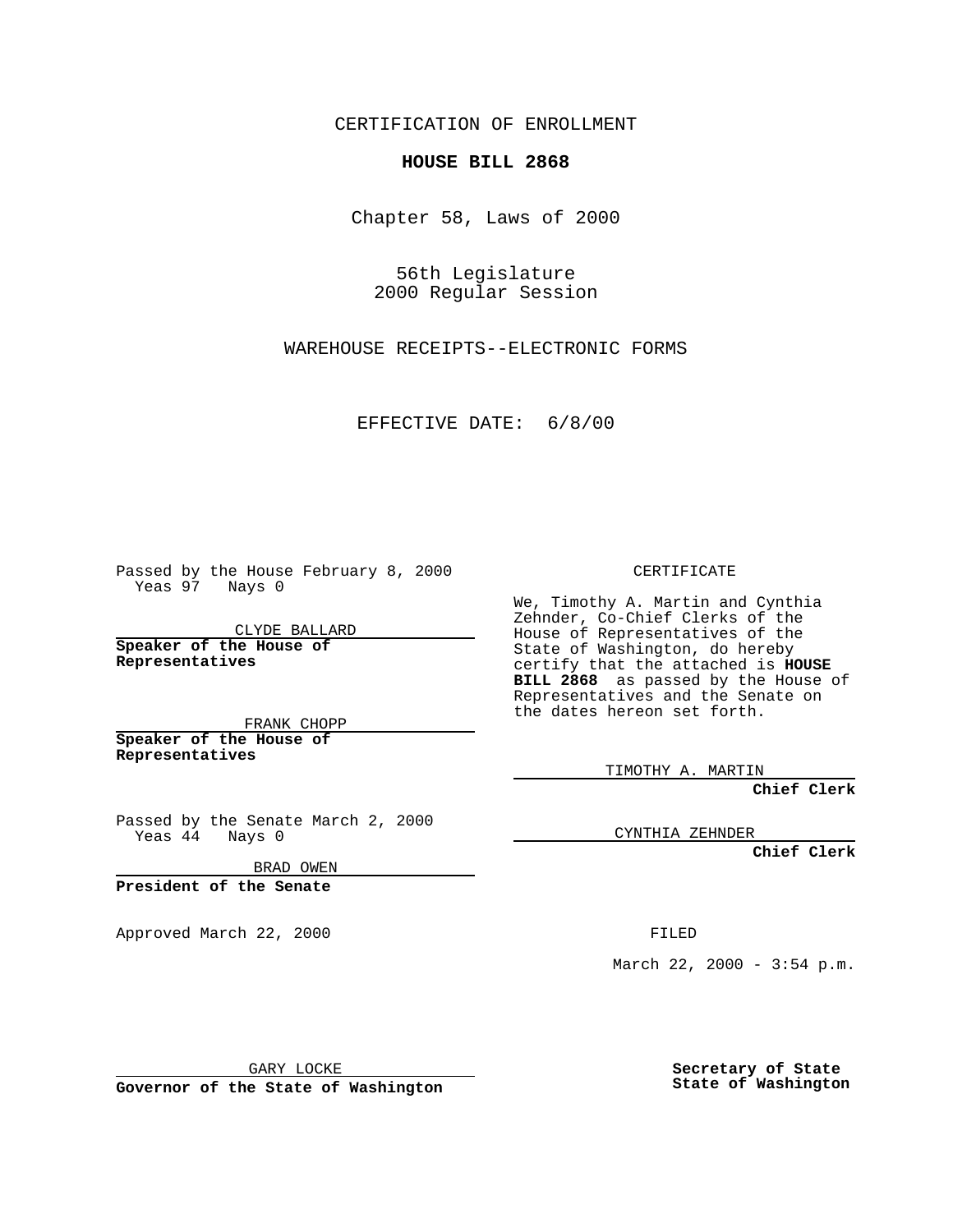CERTIFICATION OF ENROLLMENT

**HOUSE BILL 2868**

Chapter 58, Laws of 2000

56th Legislature
2000 Regular Session

WAREHOUSE RECEIPTS--ELECTRONIC FORMS

EFFECTIVE DATE: 6/8/00

Passed by the House February 8, 2000
Yeas 97 Nays 0

CLYDE BALLARD

**Speaker of the House of Representatives**

FRANK CHOPP

**Speaker of the House of Representatives**

Passed by the Senate March 2, 2000
Yeas 44 Nays 0

BRAD OWEN

**President of the Senate**

Approved March 22, 2000

GARY LOCKE

**Governor of the State of Washington**

CERTIFICATE

We, Timothy A. Martin and Cynthia Zehnder, Co-Chief Clerks of the House of Representatives of the State of Washington, do hereby certify that the attached is **HOUSE BILL 2868** as passed by the House of Representatives and the Senate on the dates hereon set forth.

TIMOTHY A. MARTIN

**Chief Clerk**

CYNTHIA ZEHNDER

**Chief Clerk**

FILED

March 22, 2000 - 3:54 p.m.

**Secretary of State**
**State of Washington**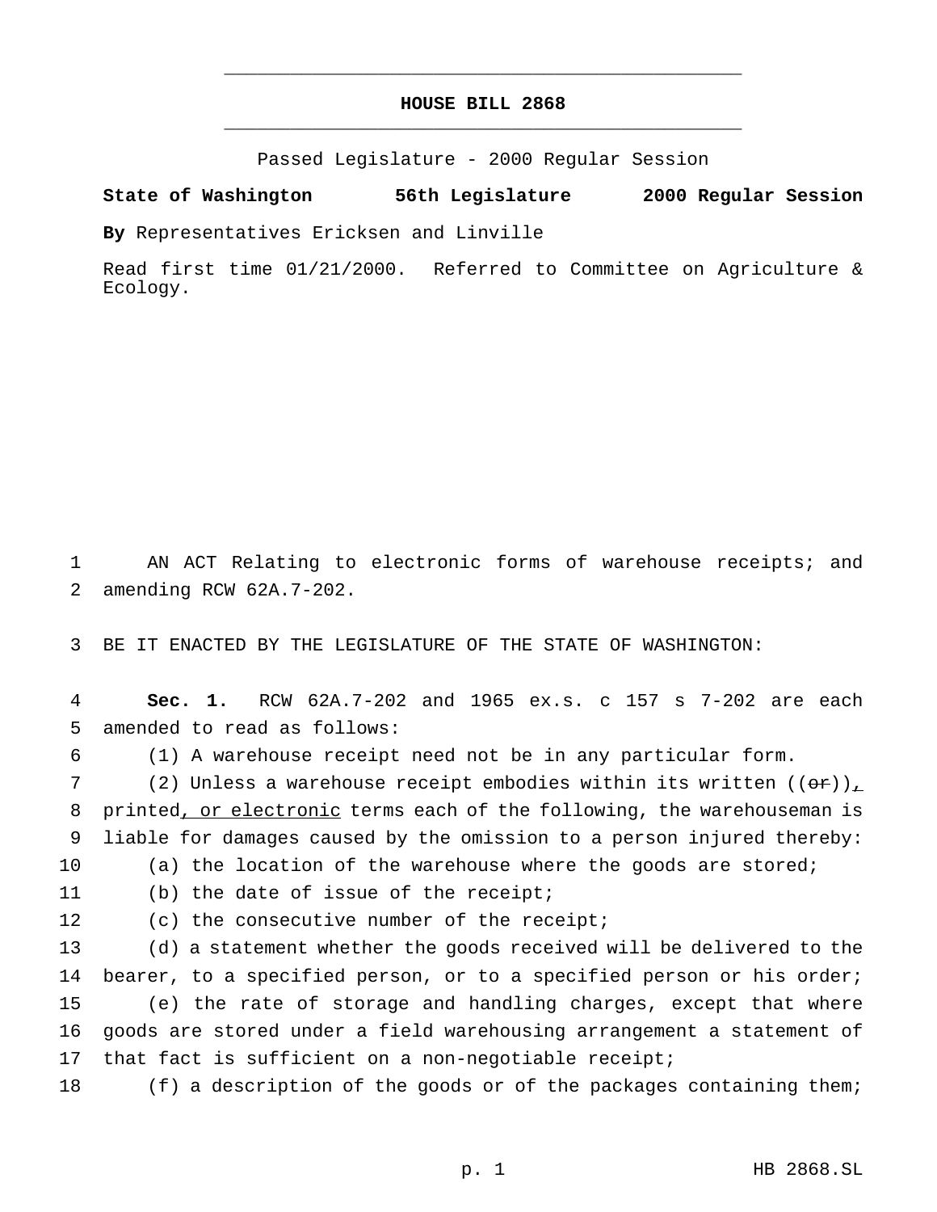# HOUSE BILL 2868

Passed Legislature - 2000 Regular Session

**State of Washington 56th Legislature 2000 Regular Session**

**By** Representatives Ericksen and Linville

Read first time 01/21/2000. Referred to Committee on Agriculture & Ecology.

1 AN ACT Relating to electronic forms of warehouse receipts; and
2 amending RCW 62A.7-202.

3 BE IT ENACTED BY THE LEGISLATURE OF THE STATE OF WASHINGTON:

4 **Sec. 1.** RCW 62A.7-202 and 1965 ex.s. c 157 s 7-202 are each
5 amended to read as follows:

6 (1) A warehouse receipt need not be in any particular form.

7 (2) Unless a warehouse receipt embodies within its written ((~~or~~)),
8 printed, or electronic terms each of the following, the warehouseman is
9 liable for damages caused by the omission to a person injured thereby:

10 (a) the location of the warehouse where the goods are stored;

11 (b) the date of issue of the receipt;

12 (c) the consecutive number of the receipt;

13 (d) a statement whether the goods received will be delivered to the
14 bearer, to a specified person, or to a specified person or his order;

15 (e) the rate of storage and handling charges, except that where
16 goods are stored under a field warehousing arrangement a statement of
17 that fact is sufficient on a non-negotiable receipt;

18 (f) a description of the goods or of the packages containing them;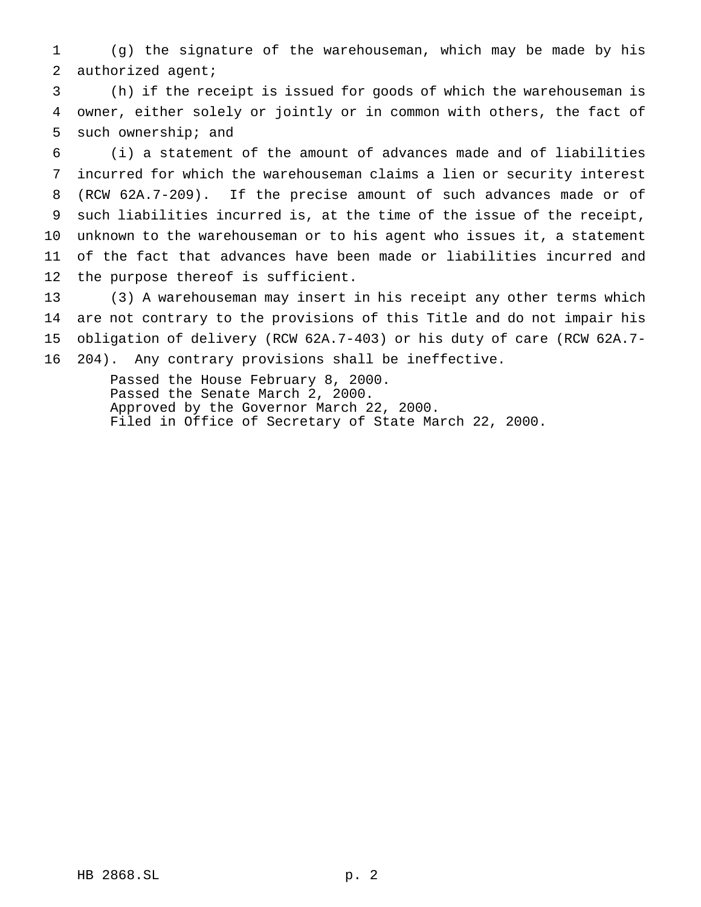(g) the signature of the warehouseman, which may be made by his authorized agent;

(h) if the receipt is issued for goods of which the warehouseman is owner, either solely or jointly or in common with others, the fact of such ownership; and

(i) a statement of the amount of advances made and of liabilities incurred for which the warehouseman claims a lien or security interest (RCW 62A.7-209). If the precise amount of such advances made or of such liabilities incurred is, at the time of the issue of the receipt, unknown to the warehouseman or to his agent who issues it, a statement of the fact that advances have been made or liabilities incurred and the purpose thereof is sufficient.

(3) A warehouseman may insert in his receipt any other terms which are not contrary to the provisions of this Title and do not impair his obligation of delivery (RCW 62A.7-403) or his duty of care (RCW 62A.7-204). Any contrary provisions shall be ineffective.

Passed the House February 8, 2000.
Passed the Senate March 2, 2000.
Approved by the Governor March 22, 2000.
Filed in Office of Secretary of State March 22, 2000.